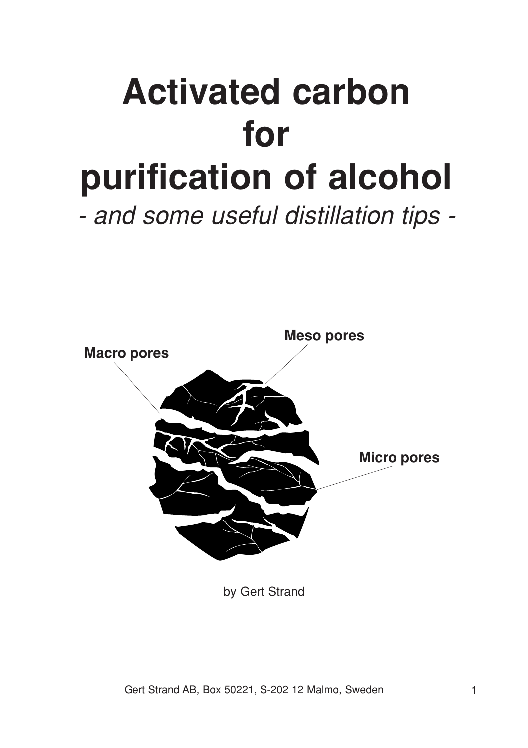# Activated carbon for purification of alcohol

*- and some useful distillation tips -*

Macro pores

Meso pores

Micro pores

by Gert Strand

Gert Strand AB, Box 50221, S-202 12 Malmo, Sweden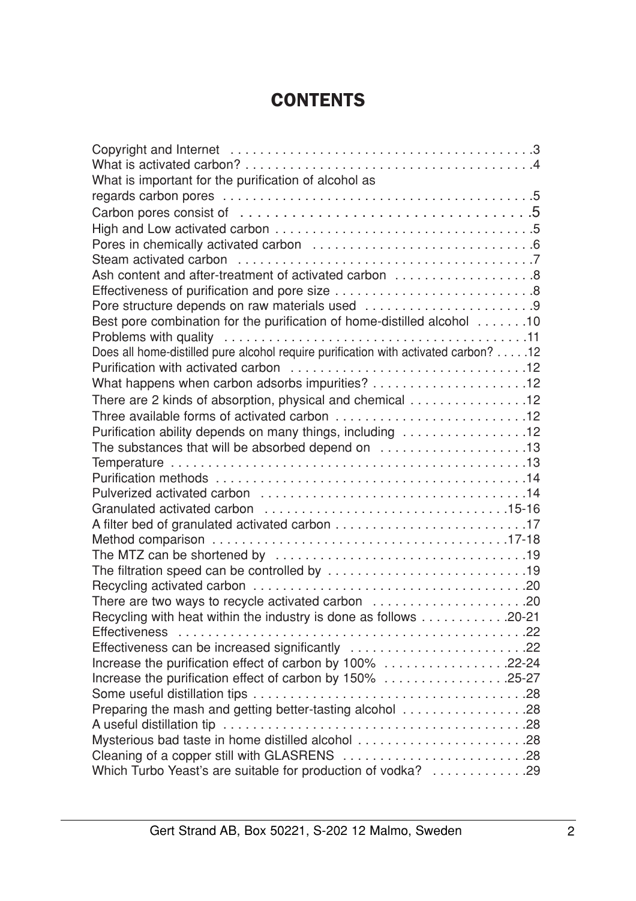# CONTENTS

| | |
|---|---|
| Copyright and Internet | 3 |
| What is activated carbon? | 4 |
| What is important for the purification of alcohol as regards carbon pores | 5 |
| Carbon pores consist of | 5 |
| High and Low activated carbon | 5 |
| Pores in chemically activated carbon | 6 |
| Steam activated carbon | 7 |
| Ash content and after-treatment of activated carbon | 8 |
| Effectiveness of purification and pore size | 8 |
| Pore structure depends on raw materials used | 9 |
| Best pore combination for the purification of home-distilled alcohol | 10 |
| Problems with quality | 11 |
| Does all home-distilled pure alcohol require purification with activated carbon? | 12 |
| Purification with activated carbon | 12 |
| What happens when carbon adsorbs impurities? | 12 |
| There are 2 kinds of absorption, physical and chemical | 12 |
| Three available forms of activated carbon | 12 |
| Purification ability depends on many things, including | 12 |
| The substances that will be absorbed depend on | 13 |
| Temperature | 13 |
| Purification methods | 14 |
| Pulverized activated carbon | 14 |
| Granulated activated carbon | 15-16 |
| A filter bed of granulated activated carbon | 17 |
| Method comparison | 17-18 |
| The MTZ can be shortened by | 19 |
| The filtration speed can be controlled by | 19 |
| Recycling activated carbon | 20 |
| There are two ways to recycle activated carbon | 20 |
| Recycling with heat within the industry is done as follows | 20-21 |
| Effectiveness | 22 |
| Effectiveness can be increased significantly | 22 |
| Increase the purification effect of carbon by 100% | 22-24 |
| Increase the purification effect of carbon by 150% | 25-27 |
| Some useful distillation tips | 28 |
| Preparing the mash and getting better-tasting alcohol | 28 |
| A useful distillation tip | 28 |
| Mysterious bad taste in home distilled alcohol | 28 |
| Cleaning of a copper still with GLASRENS | 28 |
| Which Turbo Yeast's are suitable for production of vodka? | 29 |

Gert Strand AB, Box 50221, S-202 12 Malmo, Sweden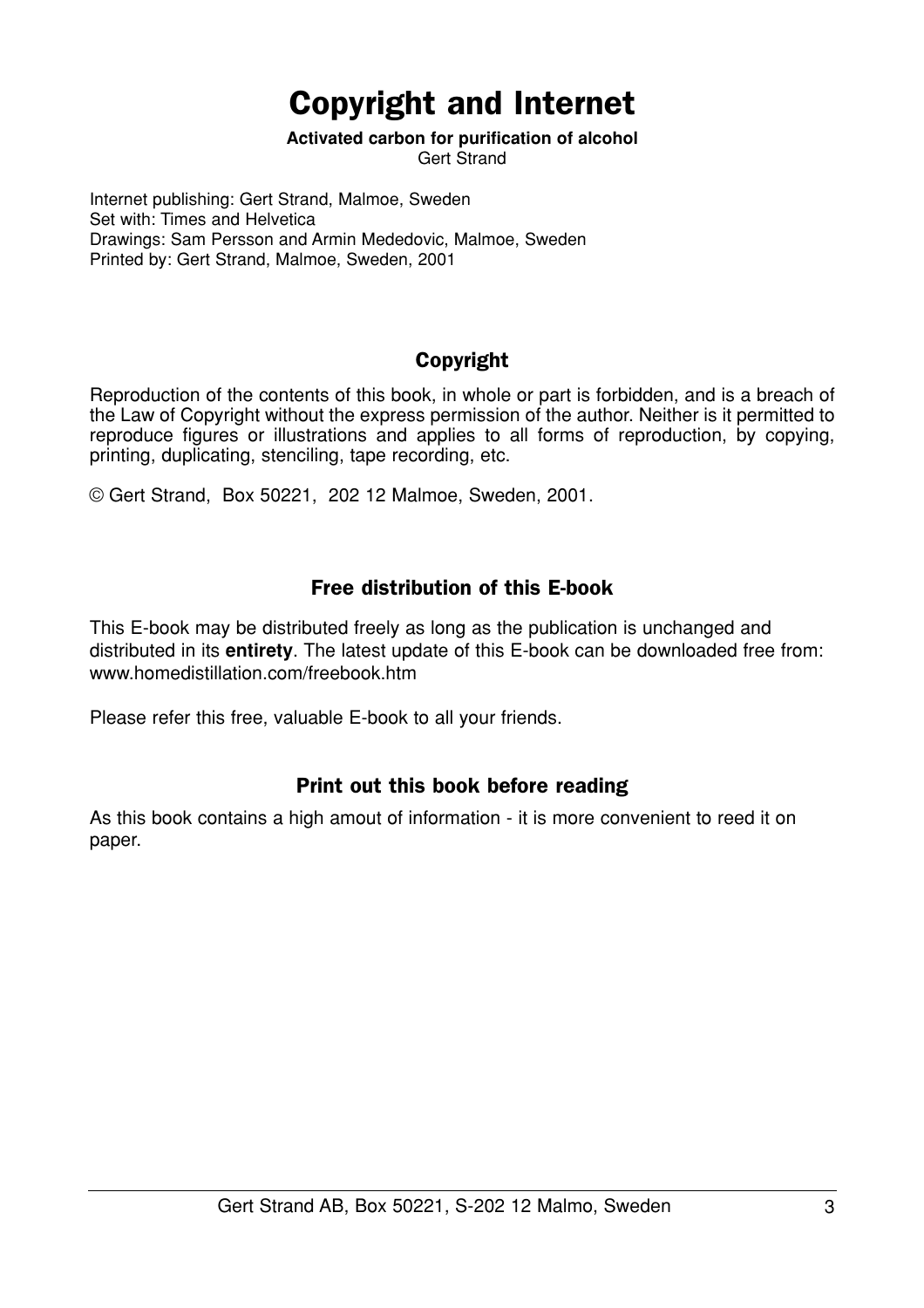# Copyright and Internet

**Activated carbon for purification of alcohol**
Gert Strand

Internet publishing: Gert Strand, Malmoe, Sweden
Set with: Times and Helvetica
Drawings: Sam Persson and Armin Mededovic, Malmoe, Sweden
Printed by: Gert Strand, Malmoe, Sweden, 2001

## Copyright

Reproduction of the contents of this book, in whole or part is forbidden, and is a breach of the Law of Copyright without the express permission of the author. Neither is it permitted to reproduce figures or illustrations and applies to all forms of reproduction, by copying, printing, duplicating, stenciling, tape recording, etc.

© Gert Strand, Box 50221, 202 12 Malmoe, Sweden, 2001.

## Free distribution of this E-book

This E-book may be distributed freely as long as the publication is unchanged and distributed in its **entirety**. The latest update of this E-book can be downloaded free from: www.homedistillation.com/freebook.htm

Please refer this free, valuable E-book to all your friends.

## Print out this book before reading

As this book contains a high amout of information - it is more convenient to reed it on paper.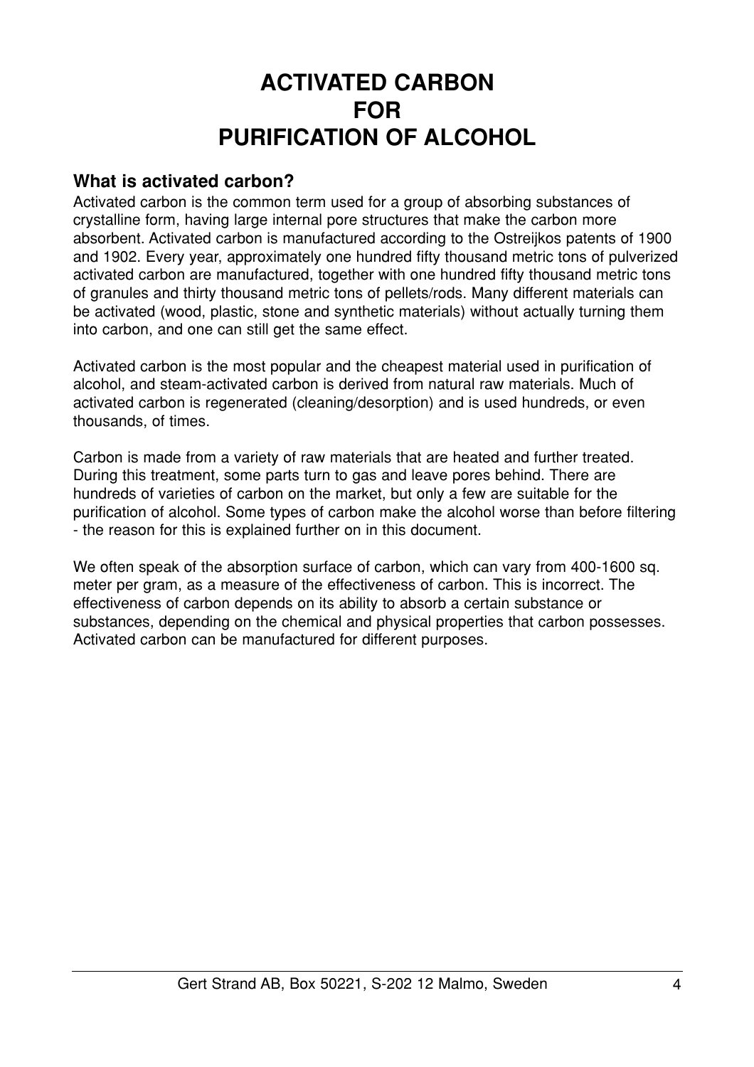# ACTIVATED CARBON FOR PURIFICATION OF ALCOHOL

## What is activated carbon?

Activated carbon is the common term used for a group of absorbing substances of crystalline form, having large internal pore structures that make the carbon more absorbent. Activated carbon is manufactured according to the Ostreijkos patents of 1900 and 1902. Every year, approximately one hundred fifty thousand metric tons of pulverized activated carbon are manufactured, together with one hundred fifty thousand metric tons of granules and thirty thousand metric tons of pellets/rods. Many different materials can be activated (wood, plastic, stone and synthetic materials) without actually turning them into carbon, and one can still get the same effect.

Activated carbon is the most popular and the cheapest material used in purification of alcohol, and steam-activated carbon is derived from natural raw materials. Much of activated carbon is regenerated (cleaning/desorption) and is used hundreds, or even thousands, of times.

Carbon is made from a variety of raw materials that are heated and further treated. During this treatment, some parts turn to gas and leave pores behind. There are hundreds of varieties of carbon on the market, but only a few are suitable for the purification of alcohol. Some types of carbon make the alcohol worse than before filtering - the reason for this is explained further on in this document.

We often speak of the absorption surface of carbon, which can vary from 400-1600 sq. meter per gram, as a measure of the effectiveness of carbon. This is incorrect. The effectiveness of carbon depends on its ability to absorb a certain substance or substances, depending on the chemical and physical properties that carbon possesses. Activated carbon can be manufactured for different purposes.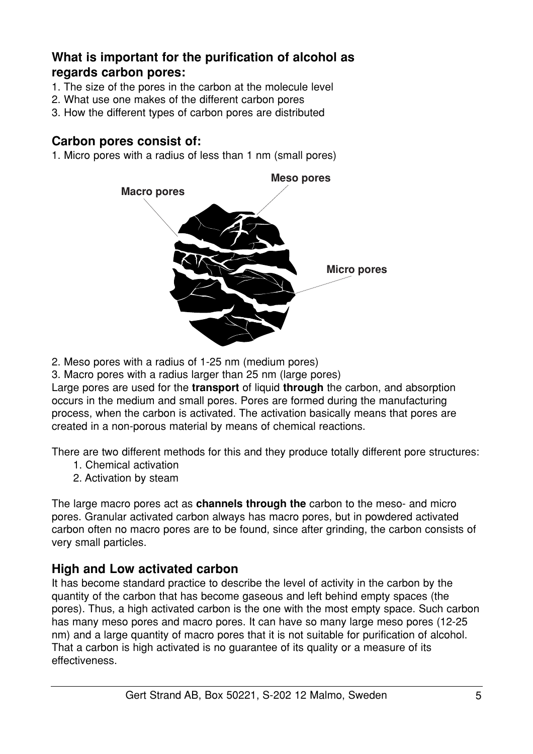## What is important for the purification of alcohol as regards carbon pores:

1. The size of the pores in the carbon at the molecule level
2. What use one makes of the different carbon pores
3. How the different types of carbon pores are distributed

## Carbon pores consist of:

1. Micro pores with a radius of less than 1 nm (small pores)
2. Meso pores with a radius of 1-25 nm (medium pores)
3. Macro pores with a radius larger than 25 nm (large pores)

Large pores are used for the **transport** of liquid **through** the carbon, and absorption occurs in the medium and small pores. Pores are formed during the manufacturing process, when the carbon is activated. The activation basically means that pores are created in a non-porous material by means of chemical reactions.

There are two different methods for this and they produce totally different pore structures:

1. Chemical activation
2. Activation by steam

The large macro pores act as **channels through the** carbon to the meso- and micro pores. Granular activated carbon always has macro pores, but in powdered activated carbon often no macro pores are to be found, since after grinding, the carbon consists of very small particles.

## High and Low activated carbon

It has become standard practice to describe the level of activity in the carbon by the quantity of the carbon that has become gaseous and left behind empty spaces (the pores). Thus, a high activated carbon is the one with the most empty space. Such carbon has many meso pores and macro pores. It can have so many large meso pores (12-25 nm) and a large quantity of macro pores that it is not suitable for purification of alcohol. That a carbon is high activated is no guarantee of its quality or a measure of its effectiveness.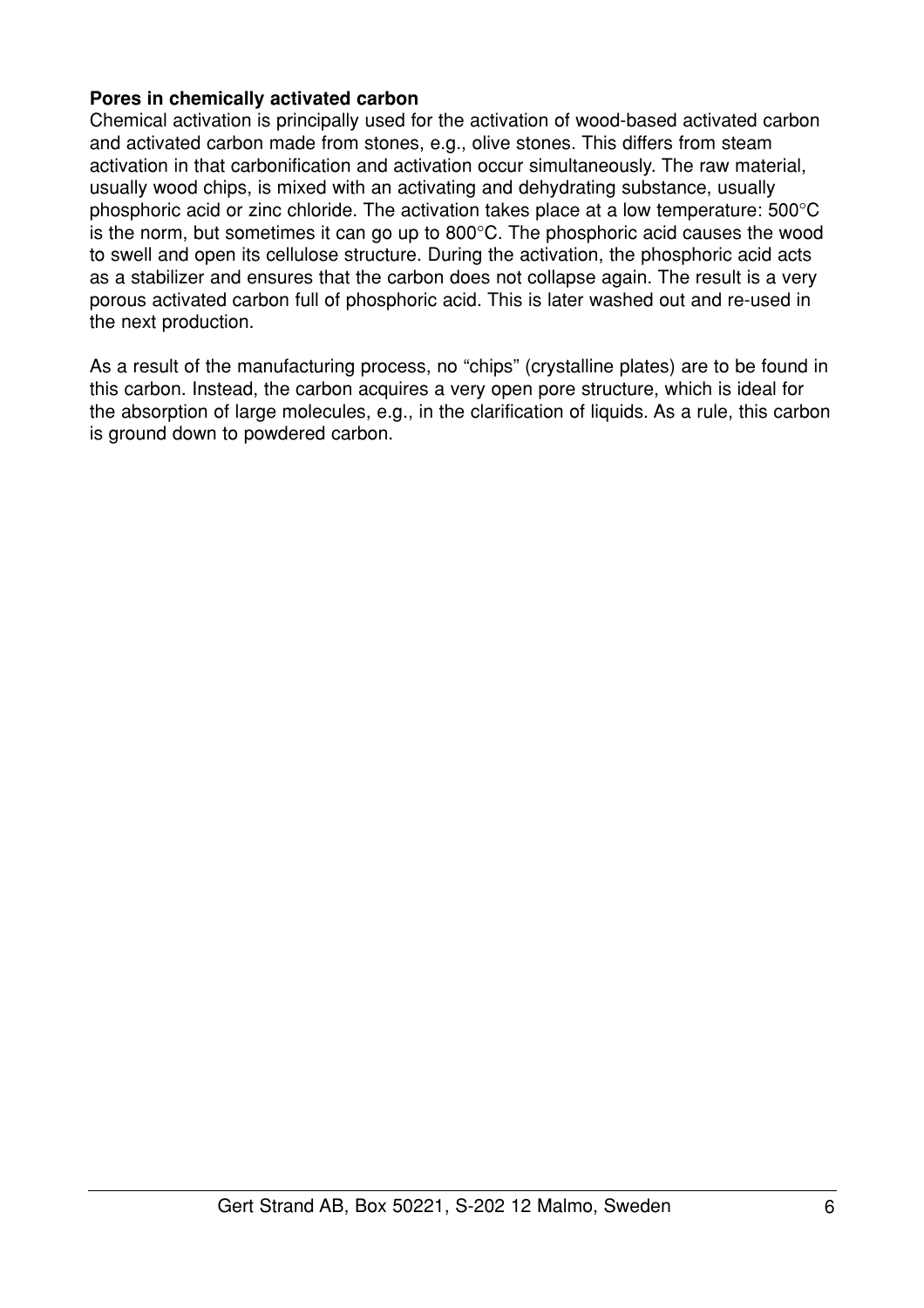**Pores in chemically activated carbon**

Chemical activation is principally used for the activation of wood-based activated carbon and activated carbon made from stones, e.g., olive stones. This differs from steam activation in that carbonification and activation occur simultaneously. The raw material, usually wood chips, is mixed with an activating and dehydrating substance, usually phosphoric acid or zinc chloride. The activation takes place at a low temperature: 500°C is the norm, but sometimes it can go up to 800°C. The phosphoric acid causes the wood to swell and open its cellulose structure. During the activation, the phosphoric acid acts as a stabilizer and ensures that the carbon does not collapse again. The result is a very porous activated carbon full of phosphoric acid. This is later washed out and re-used in the next production.

As a result of the manufacturing process, no "chips" (crystalline plates) are to be found in this carbon. Instead, the carbon acquires a very open pore structure, which is ideal for the absorption of large molecules, e.g., in the clarification of liquids. As a rule, this carbon is ground down to powdered carbon.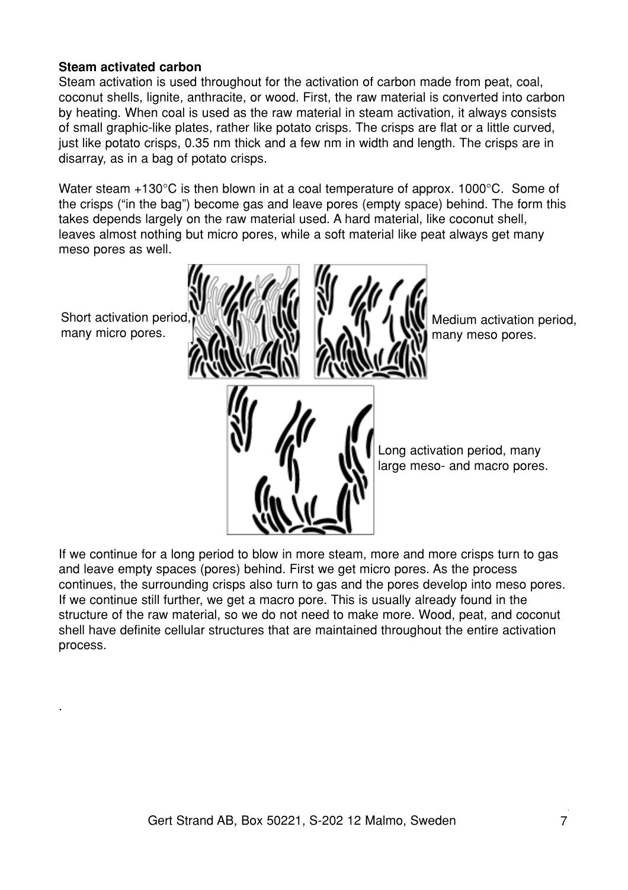**Steam activated carbon**

Steam activation is used throughout for the activation of carbon made from peat, coal, coconut shells, lignite, anthracite, or wood. First, the raw material is converted into carbon by heating. When coal is used as the raw material in steam activation, it always consists of small graphic-like plates, rather like potato crisps. The crisps are flat or a little curved, just like potato crisps, 0.35 nm thick and a few nm in width and length. The crisps are in disarray, as in a bag of potato crisps.

Water steam +130°C is then blown in at a coal temperature of approx. 1000°C. Some of the crisps ("in the bag") become gas and leave pores (empty space) behind. The form this takes depends largely on the raw material used. A hard material, like coconut shell, leaves almost nothing but micro pores, while a soft material like peat always get many meso pores as well.

Short activation period, many micro pores.

Medium activation period, many meso pores.

Long activation period, many large meso- and macro pores.

If we continue for a long period to blow in more steam, more and more crisps turn to gas and leave empty spaces (pores) behind. First we get micro pores. As the process continues, the surrounding crisps also turn to gas and the pores develop into meso pores. If we continue still further, we get a macro pore. This is usually already found in the structure of the raw material, so we do not need to make more. Wood, peat, and coconut shell have definite cellular structures that are maintained throughout the entire activation process.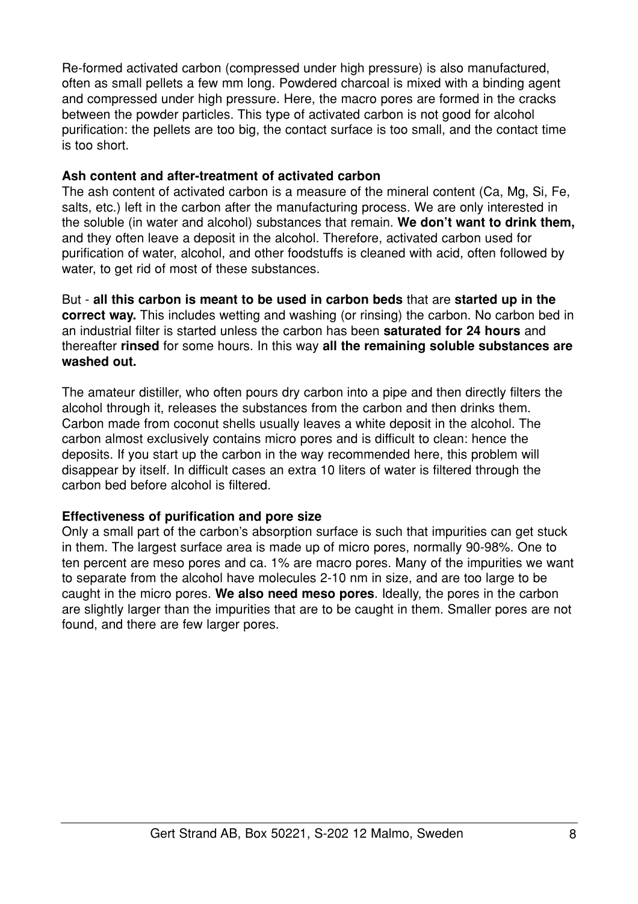Re-formed activated carbon (compressed under high pressure) is also manufactured, often as small pellets a few mm long. Powdered charcoal is mixed with a binding agent and compressed under high pressure. Here, the macro pores are formed in the cracks between the powder particles. This type of activated carbon is not good for alcohol purification: the pellets are too big, the contact surface is too small, and the contact time is too short.

**Ash content and after-treatment of activated carbon**

The ash content of activated carbon is a measure of the mineral content (Ca, Mg, Si, Fe, salts, etc.) left in the carbon after the manufacturing process. We are only interested in the soluble (in water and alcohol) substances that remain. **We don't want to drink them,** and they often leave a deposit in the alcohol. Therefore, activated carbon used for purification of water, alcohol, and other foodstuffs is cleaned with acid, often followed by water, to get rid of most of these substances.

But - **all this carbon is meant to be used in carbon beds** that are **started up in the correct way.** This includes wetting and washing (or rinsing) the carbon. No carbon bed in an industrial filter is started unless the carbon has been **saturated for 24 hours** and thereafter **rinsed** for some hours. In this way **all the remaining soluble substances are washed out.**

The amateur distiller, who often pours dry carbon into a pipe and then directly filters the alcohol through it, releases the substances from the carbon and then drinks them. Carbon made from coconut shells usually leaves a white deposit in the alcohol. The carbon almost exclusively contains micro pores and is difficult to clean: hence the deposits. If you start up the carbon in the way recommended here, this problem will disappear by itself. In difficult cases an extra 10 liters of water is filtered through the carbon bed before alcohol is filtered.

**Effectiveness of purification and pore size**

Only a small part of the carbon's absorption surface is such that impurities can get stuck in them. The largest surface area is made up of micro pores, normally 90-98%. One to ten percent are meso pores and ca. 1% are macro pores. Many of the impurities we want to separate from the alcohol have molecules 2-10 nm in size, and are too large to be caught in the micro pores. **We also need meso pores**. Ideally, the pores in the carbon are slightly larger than the impurities that are to be caught in them. Smaller pores are not found, and there are few larger pores.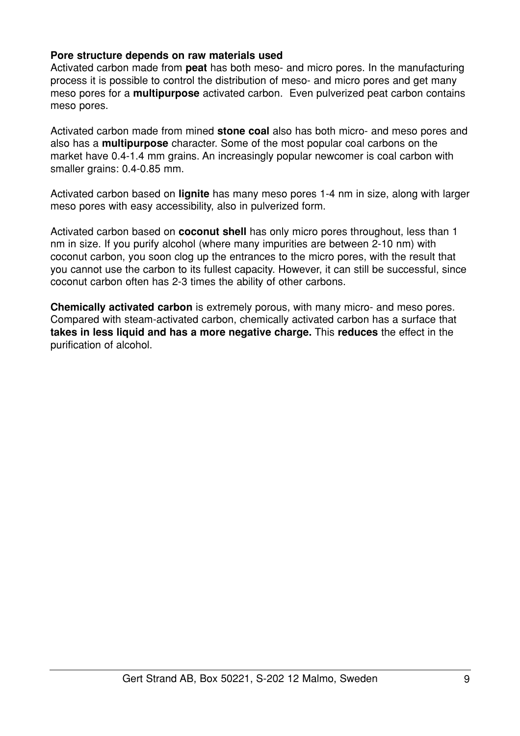**Pore structure depends on raw materials used**

Activated carbon made from **peat** has both meso- and micro pores. In the manufacturing process it is possible to control the distribution of meso- and micro pores and get many meso pores for a **multipurpose** activated carbon. Even pulverized peat carbon contains meso pores.

Activated carbon made from mined **stone coal** also has both micro- and meso pores and also has a **multipurpose** character. Some of the most popular coal carbons on the market have 0.4-1.4 mm grains. An increasingly popular newcomer is coal carbon with smaller grains: 0.4-0.85 mm.

Activated carbon based on **lignite** has many meso pores 1-4 nm in size, along with larger meso pores with easy accessibility, also in pulverized form.

Activated carbon based on **coconut shell** has only micro pores throughout, less than 1 nm in size. If you purify alcohol (where many impurities are between 2-10 nm) with coconut carbon, you soon clog up the entrances to the micro pores, with the result that you cannot use the carbon to its fullest capacity. However, it can still be successful, since coconut carbon often has 2-3 times the ability of other carbons.

**Chemically activated carbon** is extremely porous, with many micro- and meso pores. Compared with steam-activated carbon, chemically activated carbon has a surface that **takes in less liquid and has a more negative charge.** This **reduces** the effect in the purification of alcohol.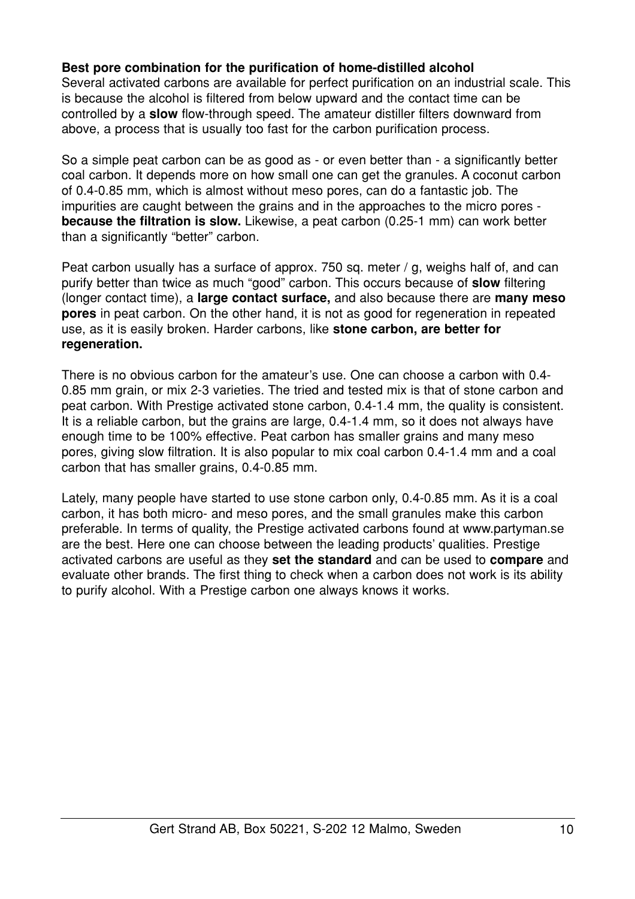**Best pore combination for the purification of home-distilled alcohol**
Several activated carbons are available for perfect purification on an industrial scale. This is because the alcohol is filtered from below upward and the contact time can be controlled by a **slow** flow-through speed. The amateur distiller filters downward from above, a process that is usually too fast for the carbon purification process.

So a simple peat carbon can be as good as - or even better than - a significantly better coal carbon. It depends more on how small one can get the granules. A coconut carbon of 0.4-0.85 mm, which is almost without meso pores, can do a fantastic job. The impurities are caught between the grains and in the approaches to the micro pores - **because the filtration is slow.** Likewise, a peat carbon (0.25-1 mm) can work better than a significantly "better" carbon.

Peat carbon usually has a surface of approx. 750 sq. meter / g, weighs half of, and can purify better than twice as much "good" carbon. This occurs because of **slow** filtering (longer contact time), a **large contact surface,** and also because there are **many meso pores** in peat carbon. On the other hand, it is not as good for regeneration in repeated use, as it is easily broken. Harder carbons, like **stone carbon, are better for regeneration.**

There is no obvious carbon for the amateur's use. One can choose a carbon with 0.4-0.85 mm grain, or mix 2-3 varieties. The tried and tested mix is that of stone carbon and peat carbon. With Prestige activated stone carbon, 0.4-1.4 mm, the quality is consistent. It is a reliable carbon, but the grains are large, 0.4-1.4 mm, so it does not always have enough time to be 100% effective. Peat carbon has smaller grains and many meso pores, giving slow filtration. It is also popular to mix coal carbon 0.4-1.4 mm and a coal carbon that has smaller grains, 0.4-0.85 mm.

Lately, many people have started to use stone carbon only, 0.4-0.85 mm. As it is a coal carbon, it has both micro- and meso pores, and the small granules make this carbon preferable. In terms of quality, the Prestige activated carbons found at www.partyman.se are the best. Here one can choose between the leading products' qualities. Prestige activated carbons are useful as they **set the standard** and can be used to **compare** and evaluate other brands. The first thing to check when a carbon does not work is its ability to purify alcohol. With a Prestige carbon one always knows it works.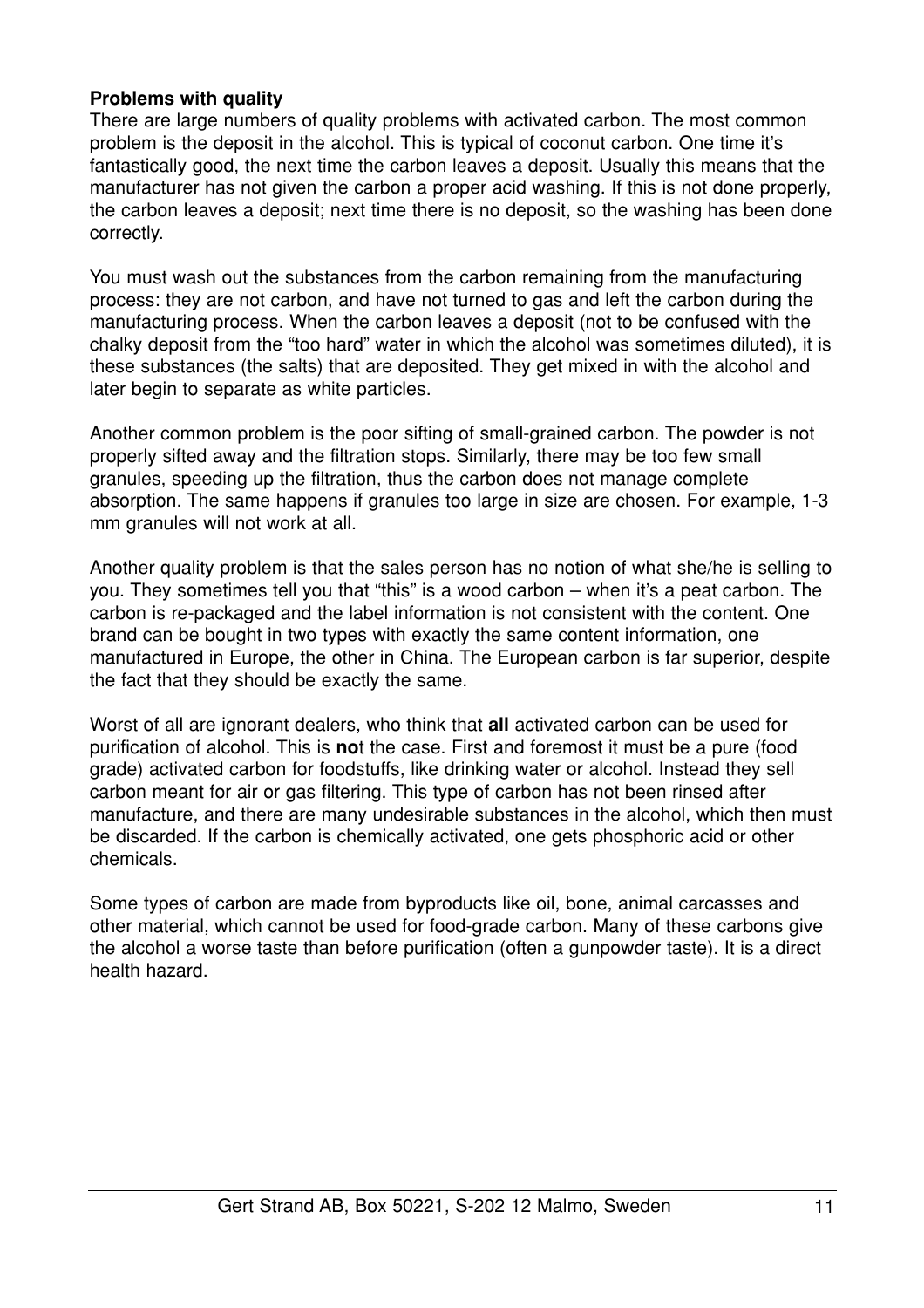**Problems with quality**

There are large numbers of quality problems with activated carbon. The most common problem is the deposit in the alcohol. This is typical of coconut carbon. One time it's fantastically good, the next time the carbon leaves a deposit. Usually this means that the manufacturer has not given the carbon a proper acid washing. If this is not done properly, the carbon leaves a deposit; next time there is no deposit, so the washing has been done correctly.

You must wash out the substances from the carbon remaining from the manufacturing process: they are not carbon, and have not turned to gas and left the carbon during the manufacturing process. When the carbon leaves a deposit (not to be confused with the chalky deposit from the "too hard" water in which the alcohol was sometimes diluted), it is these substances (the salts) that are deposited. They get mixed in with the alcohol and later begin to separate as white particles.

Another common problem is the poor sifting of small-grained carbon. The powder is not properly sifted away and the filtration stops. Similarly, there may be too few small granules, speeding up the filtration, thus the carbon does not manage complete absorption. The same happens if granules too large in size are chosen. For example, 1-3 mm granules will not work at all.

Another quality problem is that the sales person has no notion of what she/he is selling to you. They sometimes tell you that "this" is a wood carbon – when it's a peat carbon. The carbon is re-packaged and the label information is not consistent with the content. One brand can be bought in two types with exactly the same content information, one manufactured in Europe, the other in China. The European carbon is far superior, despite the fact that they should be exactly the same.

Worst of all are ignorant dealers, who think that **all** activated carbon can be used for purification of alcohol. This is **no**t the case. First and foremost it must be a pure (food grade) activated carbon for foodstuffs, like drinking water or alcohol. Instead they sell carbon meant for air or gas filtering. This type of carbon has not been rinsed after manufacture, and there are many undesirable substances in the alcohol, which then must be discarded. If the carbon is chemically activated, one gets phosphoric acid or other chemicals.

Some types of carbon are made from byproducts like oil, bone, animal carcasses and other material, which cannot be used for food-grade carbon. Many of these carbons give the alcohol a worse taste than before purification (often a gunpowder taste). It is a direct health hazard.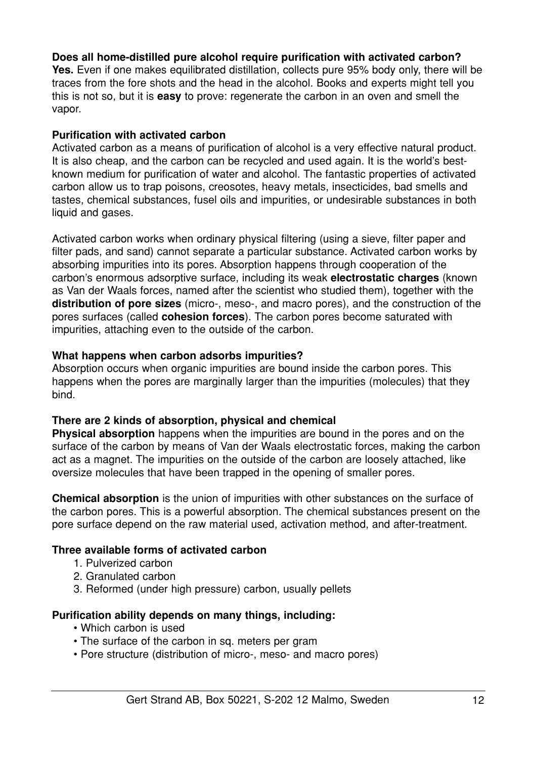**Does all home-distilled pure alcohol require purification with activated carbon?**
**Yes.** Even if one makes equilibrated distillation, collects pure 95% body only, there will be traces from the fore shots and the head in the alcohol. Books and experts might tell you this is not so, but it is **easy** to prove: regenerate the carbon in an oven and smell the vapor.

**Purification with activated carbon**
Activated carbon as a means of purification of alcohol is a very effective natural product. It is also cheap, and the carbon can be recycled and used again. It is the world's best-known medium for purification of water and alcohol. The fantastic properties of activated carbon allow us to trap poisons, creosotes, heavy metals, insecticides, bad smells and tastes, chemical substances, fusel oils and impurities, or undesirable substances in both liquid and gases.

Activated carbon works when ordinary physical filtering (using a sieve, filter paper and filter pads, and sand) cannot separate a particular substance. Activated carbon works by absorbing impurities into its pores. Absorption happens through cooperation of the carbon's enormous adsorptive surface, including its weak **electrostatic charges** (known as Van der Waals forces, named after the scientist who studied them), together with the **distribution of pore sizes** (micro-, meso-, and macro pores), and the construction of the pores surfaces (called **cohesion forces**). The carbon pores become saturated with impurities, attaching even to the outside of the carbon.

**What happens when carbon adsorbs impurities?**
Absorption occurs when organic impurities are bound inside the carbon pores. This happens when the pores are marginally larger than the impurities (molecules) that they bind.

**There are 2 kinds of absorption, physical and chemical**
**Physical absorption** happens when the impurities are bound in the pores and on the surface of the carbon by means of Van der Waals electrostatic forces, making the carbon act as a magnet. The impurities on the outside of the carbon are loosely attached, like oversize molecules that have been trapped in the opening of smaller pores.

**Chemical absorption** is the union of impurities with other substances on the surface of the carbon pores. This is a powerful absorption. The chemical substances present on the pore surface depend on the raw material used, activation method, and after-treatment.

**Three available forms of activated carbon**

1. Pulverized carbon
2. Granulated carbon
3. Reformed (under high pressure) carbon, usually pellets

**Purification ability depends on many things, including:**

- Which carbon is used
- The surface of the carbon in sq. meters per gram
- Pore structure (distribution of micro-, meso- and macro pores)

Gert Strand AB, Box 50221, S-202 12 Malmo, Sweden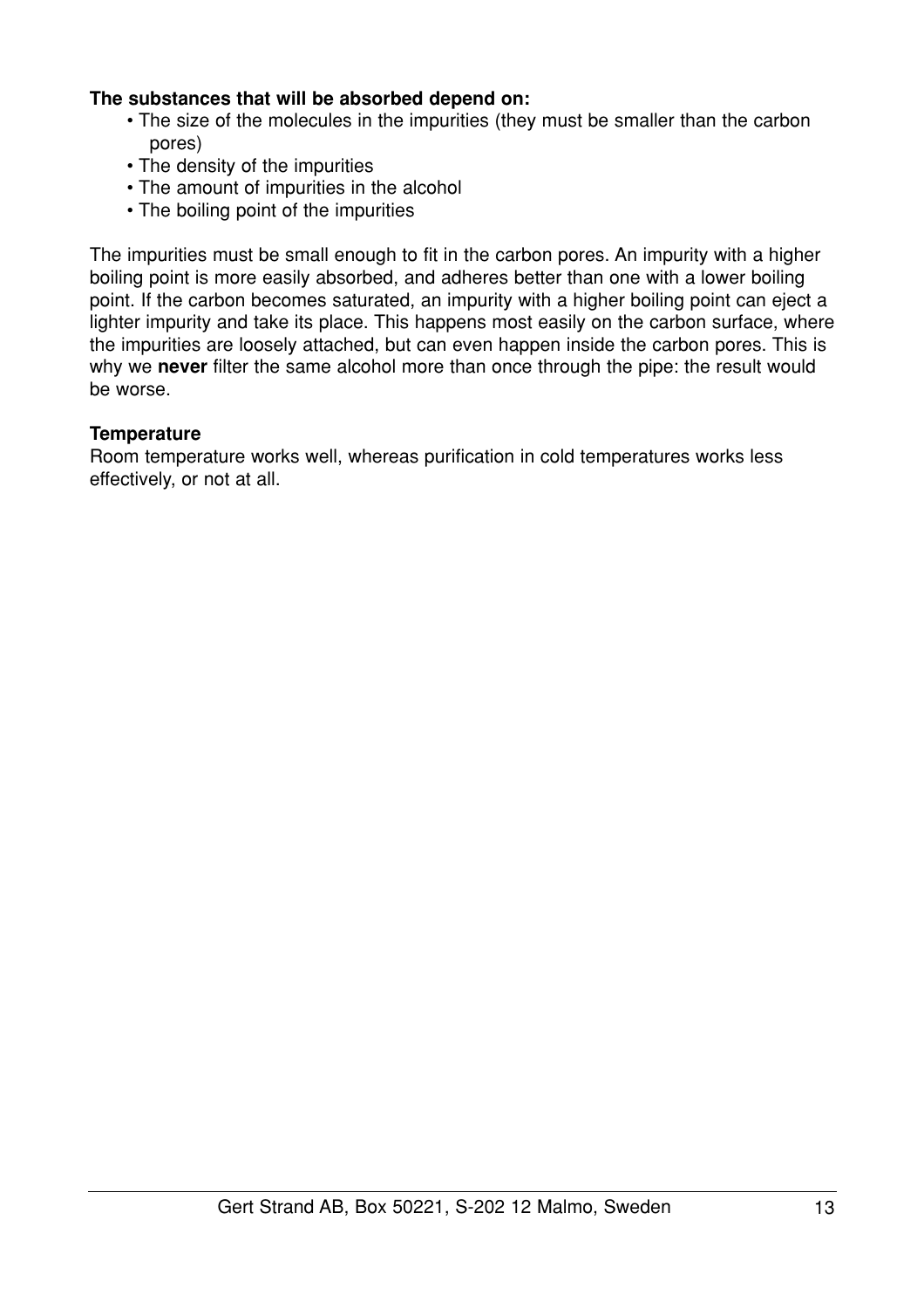**The substances that will be absorbed depend on:**

- The size of the molecules in the impurities (they must be smaller than the carbon pores)
- The density of the impurities
- The amount of impurities in the alcohol
- The boiling point of the impurities

The impurities must be small enough to fit in the carbon pores. An impurity with a higher boiling point is more easily absorbed, and adheres better than one with a lower boiling point. If the carbon becomes saturated, an impurity with a higher boiling point can eject a lighter impurity and take its place. This happens most easily on the carbon surface, where the impurities are loosely attached, but can even happen inside the carbon pores. This is why we **never** filter the same alcohol more than once through the pipe: the result would be worse.

**Temperature**

Room temperature works well, whereas purification in cold temperatures works less effectively, or not at all.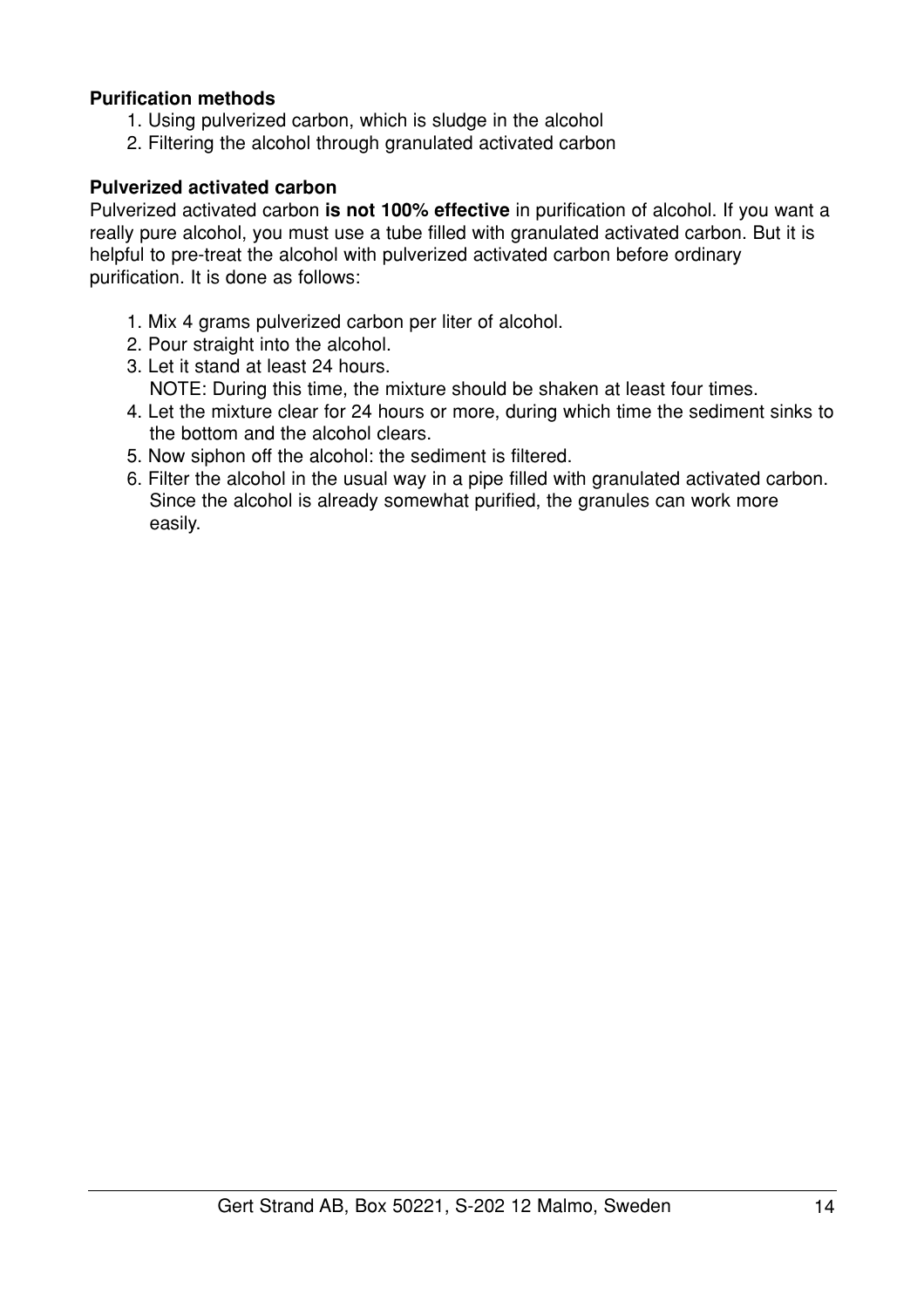**Purification methods**

1. Using pulverized carbon, which is sludge in the alcohol
2. Filtering the alcohol through granulated activated carbon

**Pulverized activated carbon**

Pulverized activated carbon **is not 100% effective** in purification of alcohol. If you want a really pure alcohol, you must use a tube filled with granulated activated carbon. But it is helpful to pre-treat the alcohol with pulverized activated carbon before ordinary purification. It is done as follows:

1. Mix 4 grams pulverized carbon per liter of alcohol.
2. Pour straight into the alcohol.
3. Let it stand at least 24 hours.
   NOTE: During this time, the mixture should be shaken at least four times.
4. Let the mixture clear for 24 hours or more, during which time the sediment sinks to the bottom and the alcohol clears.
5. Now siphon off the alcohol: the sediment is filtered.
6. Filter the alcohol in the usual way in a pipe filled with granulated activated carbon. Since the alcohol is already somewhat purified, the granules can work more easily.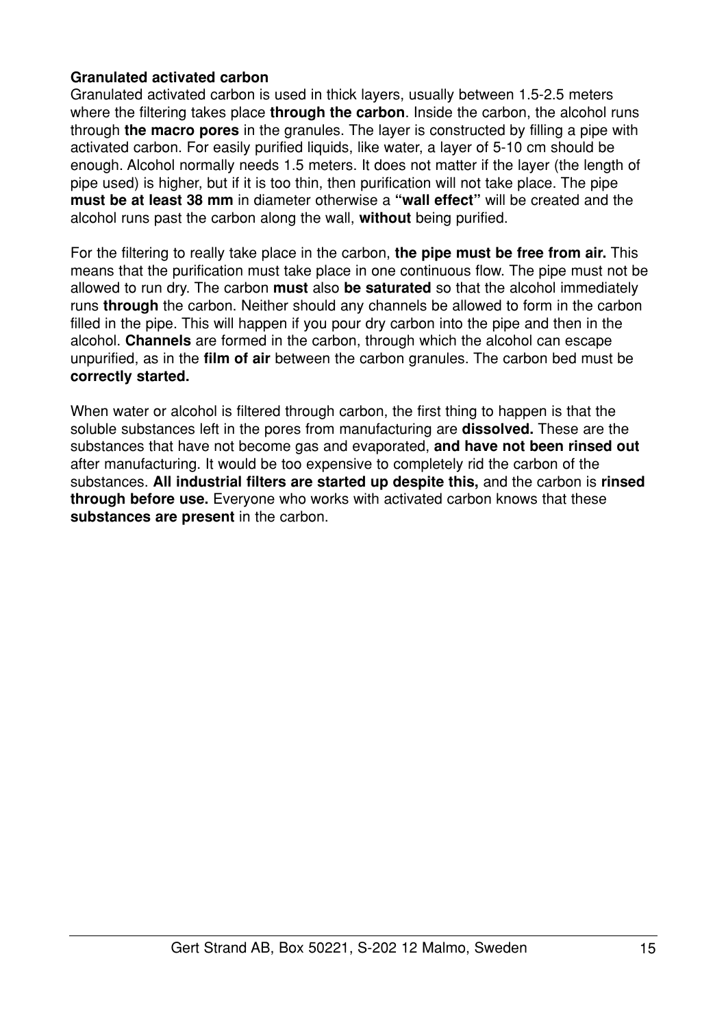**Granulated activated carbon**
Granulated activated carbon is used in thick layers, usually between 1.5-2.5 meters where the filtering takes place **through the carbon**. Inside the carbon, the alcohol runs through **the macro pores** in the granules. The layer is constructed by filling a pipe with activated carbon. For easily purified liquids, like water, a layer of 5-10 cm should be enough. Alcohol normally needs 1.5 meters. It does not matter if the layer (the length of pipe used) is higher, but if it is too thin, then purification will not take place. The pipe **must be at least 38 mm** in diameter otherwise a **"wall effect"** will be created and the alcohol runs past the carbon along the wall, **without** being purified.

For the filtering to really take place in the carbon, **the pipe must be free from air.** This means that the purification must take place in one continuous flow. The pipe must not be allowed to run dry. The carbon **must** also **be saturated** so that the alcohol immediately runs **through** the carbon. Neither should any channels be allowed to form in the carbon filled in the pipe. This will happen if you pour dry carbon into the pipe and then in the alcohol. **Channels** are formed in the carbon, through which the alcohol can escape unpurified, as in the **film of air** between the carbon granules. The carbon bed must be **correctly started.**

When water or alcohol is filtered through carbon, the first thing to happen is that the soluble substances left in the pores from manufacturing are **dissolved.** These are the substances that have not become gas and evaporated, **and have not been rinsed out** after manufacturing. It would be too expensive to completely rid the carbon of the substances. **All industrial filters are started up despite this,** and the carbon is **rinsed through before use.** Everyone who works with activated carbon knows that these **substances are present** in the carbon.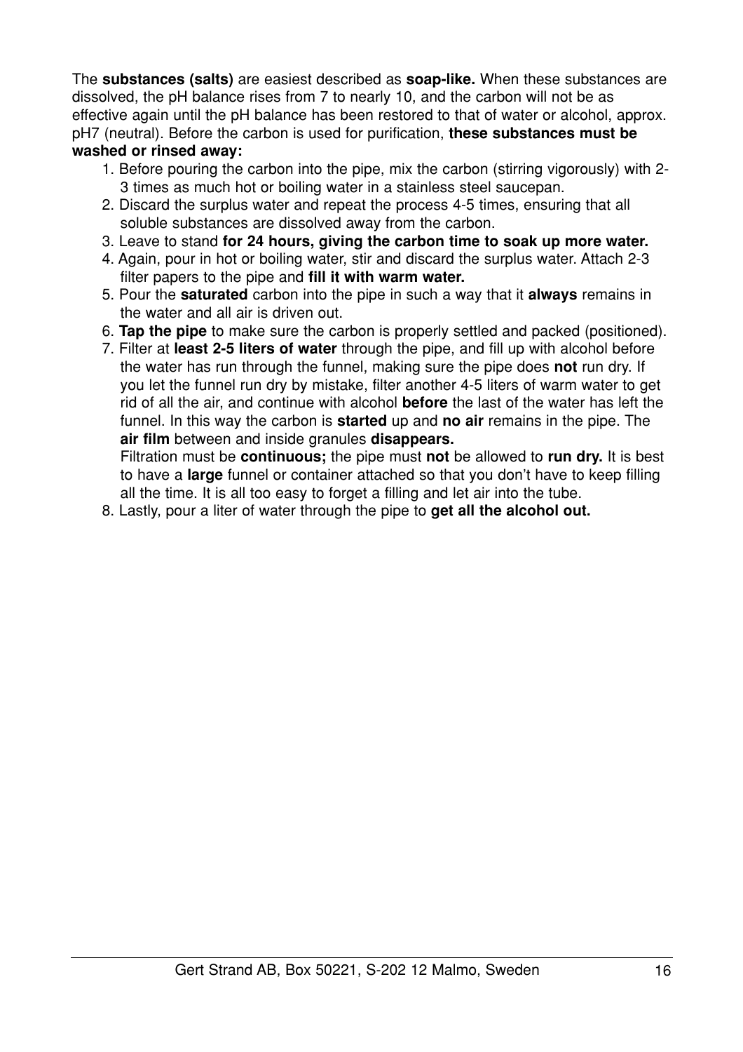The **substances (salts)** are easiest described as **soap-like.** When these substances are dissolved, the pH balance rises from 7 to nearly 10, and the carbon will not be as effective again until the pH balance has been restored to that of water or alcohol, approx. pH7 (neutral). Before the carbon is used for purification, **these substances must be washed or rinsed away:**

1. Before pouring the carbon into the pipe, mix the carbon (stirring vigorously) with 2-3 times as much hot or boiling water in a stainless steel saucepan.
2. Discard the surplus water and repeat the process 4-5 times, ensuring that all soluble substances are dissolved away from the carbon.
3. Leave to stand **for 24 hours, giving the carbon time to soak up more water.**
4. Again, pour in hot or boiling water, stir and discard the surplus water. Attach 2-3 filter papers to the pipe and **fill it with warm water.**
5. Pour the **saturated** carbon into the pipe in such a way that it **always** remains in the water and all air is driven out.
6. **Tap the pipe** to make sure the carbon is properly settled and packed (positioned).
7. Filter at **least 2-5 liters of water** through the pipe, and fill up with alcohol before the water has run through the funnel, making sure the pipe does **not** run dry. If you let the funnel run dry by mistake, filter another 4-5 liters of warm water to get rid of all the air, and continue with alcohol **before** the last of the water has left the funnel. In this way the carbon is **started** up and **no air** remains in the pipe. The **air film** between and inside granules **disappears.**

   Filtration must be **continuous;** the pipe must **not** be allowed to **run dry.** It is best to have a **large** funnel or container attached so that you don't have to keep filling all the time. It is all too easy to forget a filling and let air into the tube.
8. Lastly, pour a liter of water through the pipe to **get all the alcohol out.**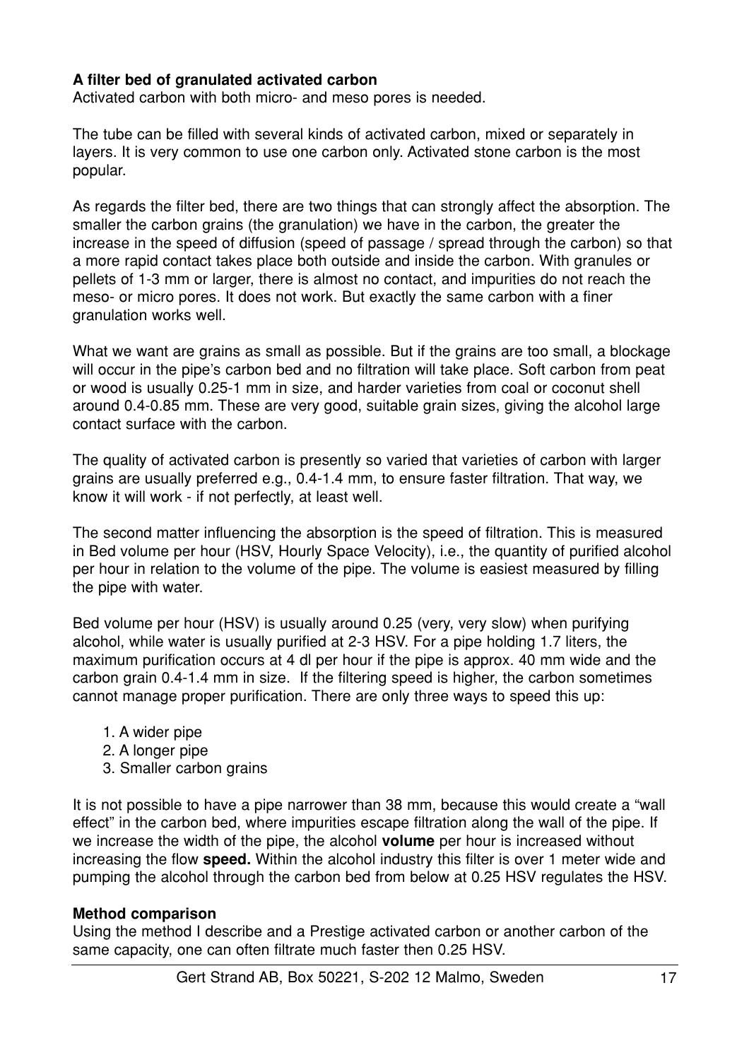**A filter bed of granulated activated carbon**
Activated carbon with both micro- and meso pores is needed.

The tube can be filled with several kinds of activated carbon, mixed or separately in layers. It is very common to use one carbon only. Activated stone carbon is the most popular.

As regards the filter bed, there are two things that can strongly affect the absorption. The smaller the carbon grains (the granulation) we have in the carbon, the greater the increase in the speed of diffusion (speed of passage / spread through the carbon) so that a more rapid contact takes place both outside and inside the carbon. With granules or pellets of 1-3 mm or larger, there is almost no contact, and impurities do not reach the meso- or micro pores. It does not work. But exactly the same carbon with a finer granulation works well.

What we want are grains as small as possible. But if the grains are too small, a blockage will occur in the pipe's carbon bed and no filtration will take place. Soft carbon from peat or wood is usually 0.25-1 mm in size, and harder varieties from coal or coconut shell around 0.4-0.85 mm. These are very good, suitable grain sizes, giving the alcohol large contact surface with the carbon.

The quality of activated carbon is presently so varied that varieties of carbon with larger grains are usually preferred e.g., 0.4-1.4 mm, to ensure faster filtration. That way, we know it will work - if not perfectly, at least well.

The second matter influencing the absorption is the speed of filtration. This is measured in Bed volume per hour (HSV, Hourly Space Velocity), i.e., the quantity of purified alcohol per hour in relation to the volume of the pipe. The volume is easiest measured by filling the pipe with water.

Bed volume per hour (HSV) is usually around 0.25 (very, very slow) when purifying alcohol, while water is usually purified at 2-3 HSV. For a pipe holding 1.7 liters, the maximum purification occurs at 4 dl per hour if the pipe is approx. 40 mm wide and the carbon grain 0.4-1.4 mm in size. If the filtering speed is higher, the carbon sometimes cannot manage proper purification. There are only three ways to speed this up:

1. A wider pipe
2. A longer pipe
3. Smaller carbon grains

It is not possible to have a pipe narrower than 38 mm, because this would create a "wall effect" in the carbon bed, where impurities escape filtration along the wall of the pipe. If we increase the width of the pipe, the alcohol **volume** per hour is increased without increasing the flow **speed.** Within the alcohol industry this filter is over 1 meter wide and pumping the alcohol through the carbon bed from below at 0.25 HSV regulates the HSV.

**Method comparison**
Using the method I describe and a Prestige activated carbon or another carbon of the same capacity, one can often filtrate much faster then 0.25 HSV.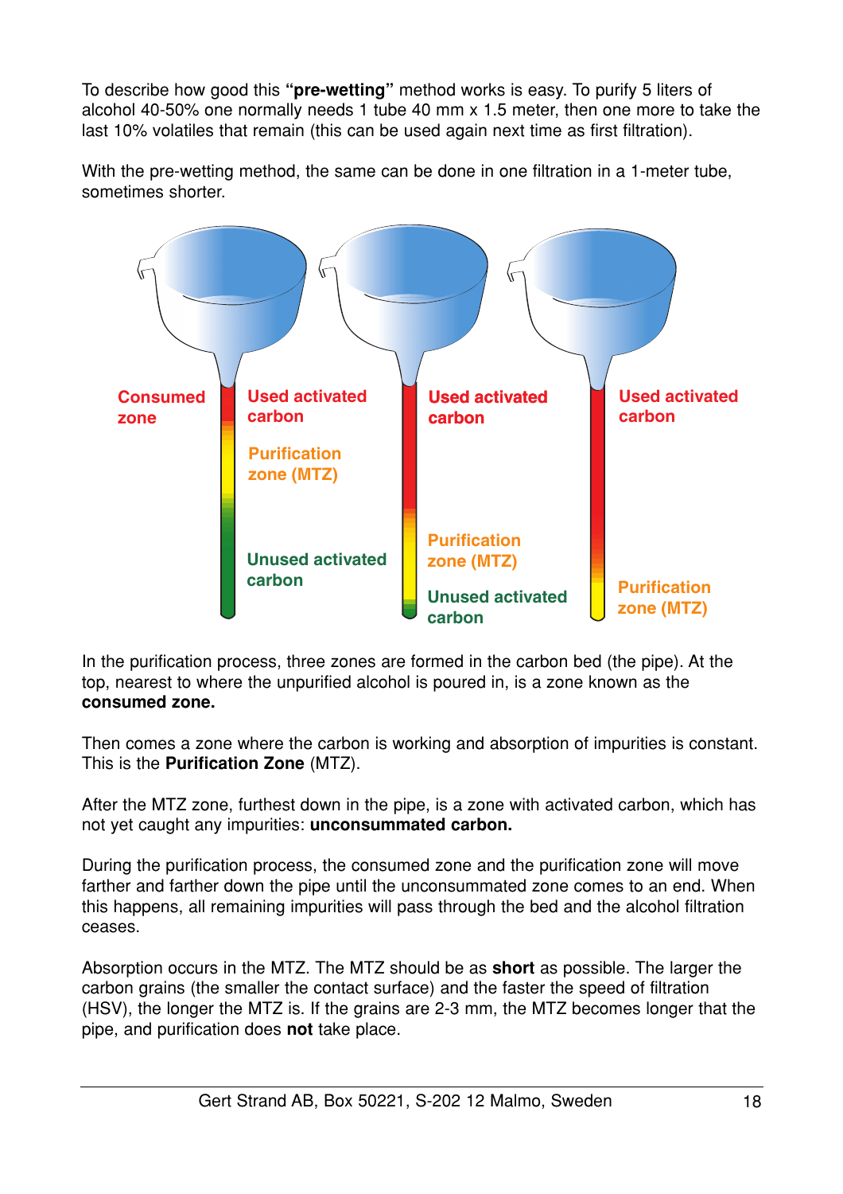To describe how good this **"pre-wetting"** method works is easy. To purify 5 liters of alcohol 40-50% one normally needs 1 tube 40 mm x 1.5 meter, then one more to take the last 10% volatiles that remain (this can be used again next time as first filtration).

With the pre-wetting method, the same can be done in one filtration in a 1-meter tube, sometimes shorter.

Consumed zone | Used activated carbon | Purification zone (MTZ) | Unused activated carbon

Used activated carbon | Purification zone (MTZ) | Unused activated carbon

Used activated carbon | Purification zone (MTZ)

In the purification process, three zones are formed in the carbon bed (the pipe). At the top, nearest to where the unpurified alcohol is poured in, is a zone known as the **consumed zone.**

Then comes a zone where the carbon is working and absorption of impurities is constant. This is the **Purification Zone** (MTZ).

After the MTZ zone, furthest down in the pipe, is a zone with activated carbon, which has not yet caught any impurities: **unconsummated carbon.**

During the purification process, the consumed zone and the purification zone will move farther and farther down the pipe until the unconsummated zone comes to an end. When this happens, all remaining impurities will pass through the bed and the alcohol filtration ceases.

Absorption occurs in the MTZ. The MTZ should be as **short** as possible. The larger the carbon grains (the smaller the contact surface) and the faster the speed of filtration (HSV), the longer the MTZ is. If the grains are 2-3 mm, the MTZ becomes longer that the pipe, and purification does **not** take place.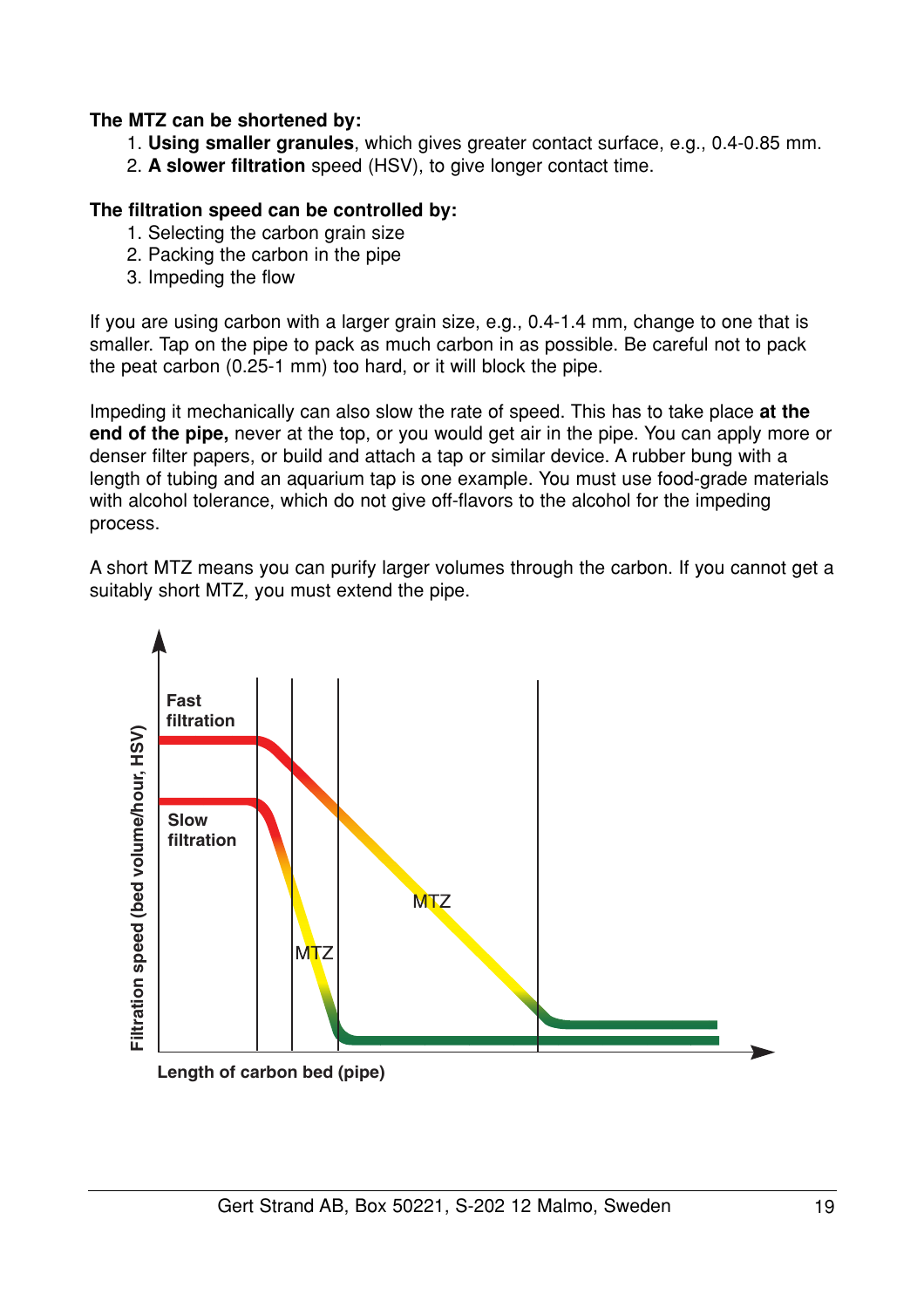**The MTZ can be shortened by:**

1. **Using smaller granules**, which gives greater contact surface, e.g., 0.4-0.85 mm.
2. **A slower filtration** speed (HSV), to give longer contact time.

**The filtration speed can be controlled by:**

1. Selecting the carbon grain size
2. Packing the carbon in the pipe
3. Impeding the flow

If you are using carbon with a larger grain size, e.g., 0.4-1.4 mm, change to one that is smaller. Tap on the pipe to pack as much carbon in as possible. Be careful not to pack the peat carbon (0.25-1 mm) too hard, or it will block the pipe.

Impeding it mechanically can also slow the rate of speed. This has to take place **at the end of the pipe,** never at the top, or you would get air in the pipe. You can apply more or denser filter papers, or build and attach a tap or similar device. A rubber bung with a length of tubing and an aquarium tap is one example. You must use food-grade materials with alcohol tolerance, which do not give off-flavors to the alcohol for the impeding process.

A short MTZ means you can purify larger volumes through the carbon. If you cannot get a suitably short MTZ, you must extend the pipe.

Fast filtration

Slow filtration

MTZ

MTZ

Filtration speed (bed volume/hour, HSV)

Length of carbon bed (pipe)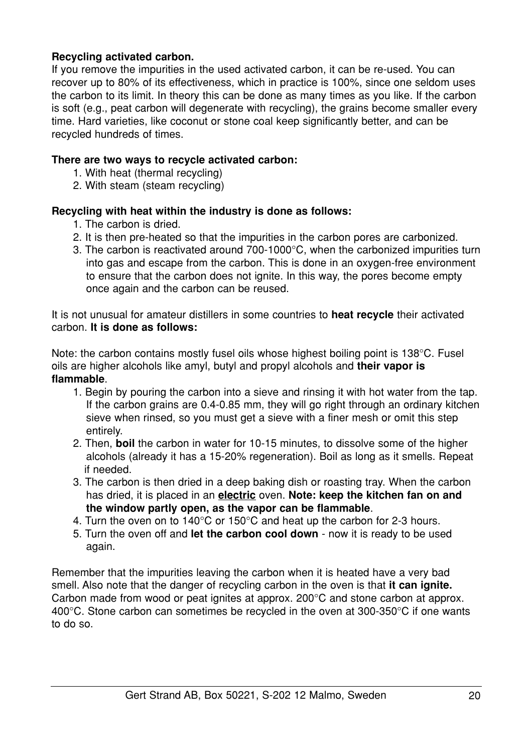**Recycling activated carbon.**
If you remove the impurities in the used activated carbon, it can be re-used. You can recover up to 80% of its effectiveness, which in practice is 100%, since one seldom uses the carbon to its limit. In theory this can be done as many times as you like. If the carbon is soft (e.g., peat carbon will degenerate with recycling), the grains become smaller every time. Hard varieties, like coconut or stone coal keep significantly better, and can be recycled hundreds of times.

**There are two ways to recycle activated carbon:**

1. With heat (thermal recycling)
2. With steam (steam recycling)

**Recycling with heat within the industry is done as follows:**

1. The carbon is dried.
2. It is then pre-heated so that the impurities in the carbon pores are carbonized.
3. The carbon is reactivated around 700-1000°C, when the carbonized impurities turn into gas and escape from the carbon. This is done in an oxygen-free environment to ensure that the carbon does not ignite. In this way, the pores become empty once again and the carbon can be reused.

It is not unusual for amateur distillers in some countries to **heat recycle** their activated carbon. **It is done as follows:**

Note: the carbon contains mostly fusel oils whose highest boiling point is 138°C. Fusel oils are higher alcohols like amyl, butyl and propyl alcohols and **their vapor is flammable**.

1. Begin by pouring the carbon into a sieve and rinsing it with hot water from the tap. If the carbon grains are 0.4-0.85 mm, they will go right through an ordinary kitchen sieve when rinsed, so you must get a sieve with a finer mesh or omit this step entirely.
2. Then, **boil** the carbon in water for 10-15 minutes, to dissolve some of the higher alcohols (already it has a 15-20% regeneration). Boil as long as it smells. Repeat if needed.
3. The carbon is then dried in a deep baking dish or roasting tray. When the carbon has dried, it is placed in an **electric** oven. **Note: keep the kitchen fan on and the window partly open, as the vapor can be flammable**.
4. Turn the oven on to 140°C or 150°C and heat up the carbon for 2-3 hours.
5. Turn the oven off and **let the carbon cool down** - now it is ready to be used again.

Remember that the impurities leaving the carbon when it is heated have a very bad smell. Also note that the danger of recycling carbon in the oven is that **it can ignite.** Carbon made from wood or peat ignites at approx. 200°C and stone carbon at approx. 400°C. Stone carbon can sometimes be recycled in the oven at 300-350°C if one wants to do so.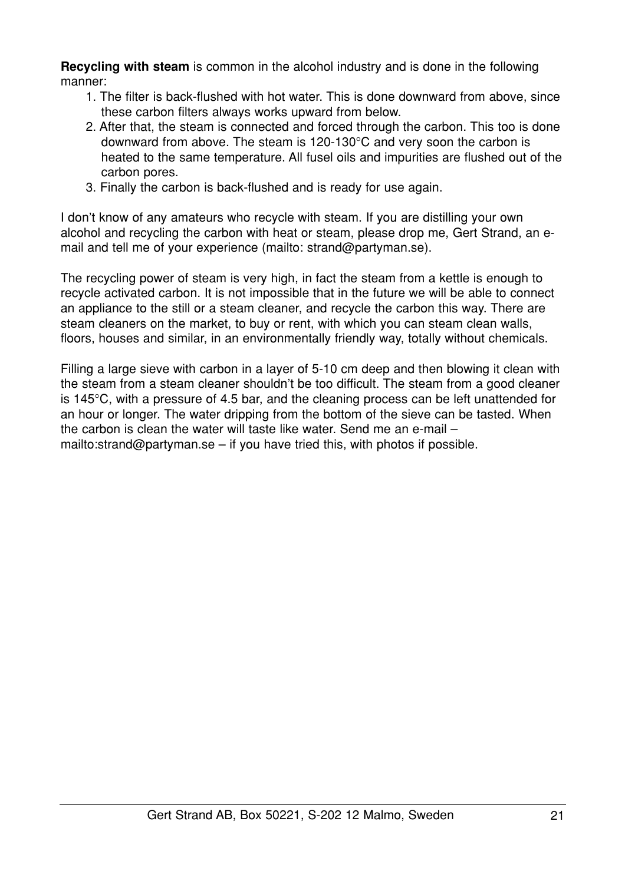**Recycling with steam** is common in the alcohol industry and is done in the following manner:

1. The filter is back-flushed with hot water. This is done downward from above, since these carbon filters always works upward from below.
2. After that, the steam is connected and forced through the carbon. This too is done downward from above. The steam is 120-130°C and very soon the carbon is heated to the same temperature. All fusel oils and impurities are flushed out of the carbon pores.
3. Finally the carbon is back-flushed and is ready for use again.

I don't know of any amateurs who recycle with steam. If you are distilling your own alcohol and recycling the carbon with heat or steam, please drop me, Gert Strand, an e-mail and tell me of your experience (mailto: strand@partyman.se).

The recycling power of steam is very high, in fact the steam from a kettle is enough to recycle activated carbon. It is not impossible that in the future we will be able to connect an appliance to the still or a steam cleaner, and recycle the carbon this way. There are steam cleaners on the market, to buy or rent, with which you can steam clean walls, floors, houses and similar, in an environmentally friendly way, totally without chemicals.

Filling a large sieve with carbon in a layer of 5-10 cm deep and then blowing it clean with the steam from a steam cleaner shouldn't be too difficult. The steam from a good cleaner is 145°C, with a pressure of 4.5 bar, and the cleaning process can be left unattended for an hour or longer. The water dripping from the bottom of the sieve can be tasted. When the carbon is clean the water will taste like water. Send me an e-mail – mailto:strand@partyman.se – if you have tried this, with photos if possible.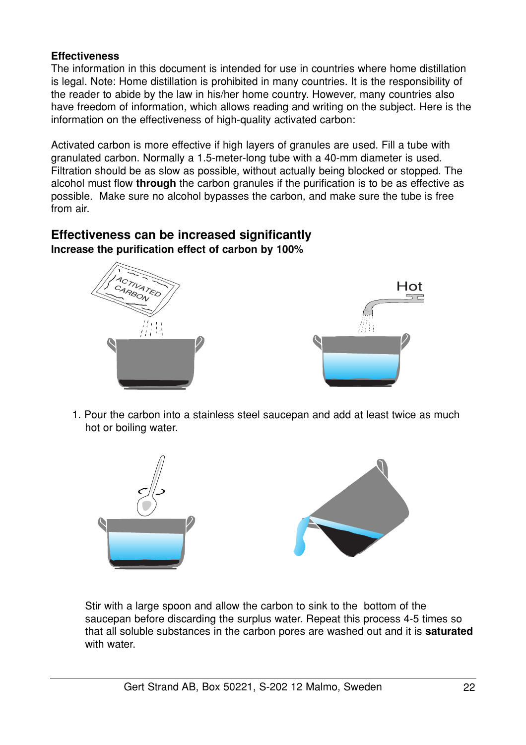**Effectiveness**

The information in this document is intended for use in countries where home distillation is legal. Note: Home distillation is prohibited in many countries. It is the responsibility of the reader to abide by the law in his/her home country. However, many countries also have freedom of information, which allows reading and writing on the subject. Here is the information on the effectiveness of high-quality activated carbon:

Activated carbon is more effective if high layers of granules are used. Fill a tube with granulated carbon. Normally a 1.5-meter-long tube with a 40-mm diameter is used. Filtration should be as slow as possible, without actually being blocked or stopped. The alcohol must flow **through** the carbon granules if the purification is to be as effective as possible. Make sure no alcohol bypasses the carbon, and make sure the tube is free from air.

## Effectiveness can be increased significantly

**Increase the purification effect of carbon by 100%**

1. Pour the carbon into a stainless steel saucepan and add at least twice as much hot or boiling water.

Stir with a large spoon and allow the carbon to sink to the bottom of the saucepan before discarding the surplus water. Repeat this process 4-5 times so that all soluble substances in the carbon pores are washed out and it is **saturated** with water.

Gert Strand AB, Box 50221, S-202 12 Malmo, Sweden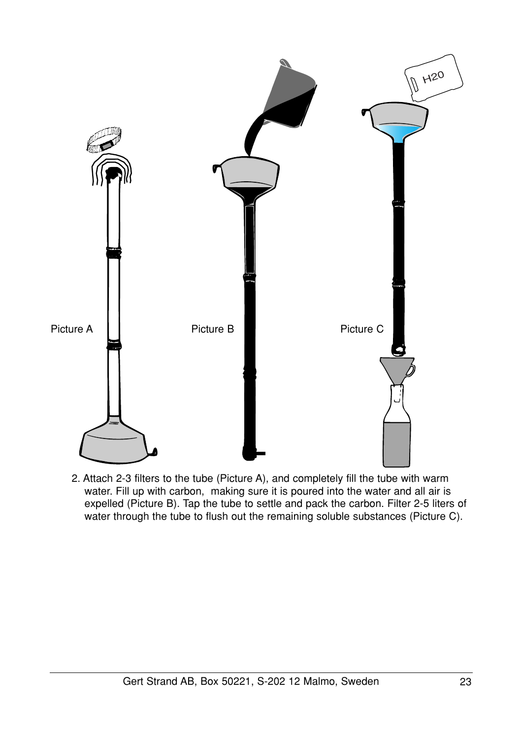Picture A

Picture B

Picture C

2. Attach 2-3 filters to the tube (Picture A), and completely fill the tube with warm water. Fill up with carbon, making sure it is poured into the water and all air is expelled (Picture B). Tap the tube to settle and pack the carbon. Filter 2-5 liters of water through the tube to flush out the remaining soluble substances (Picture C).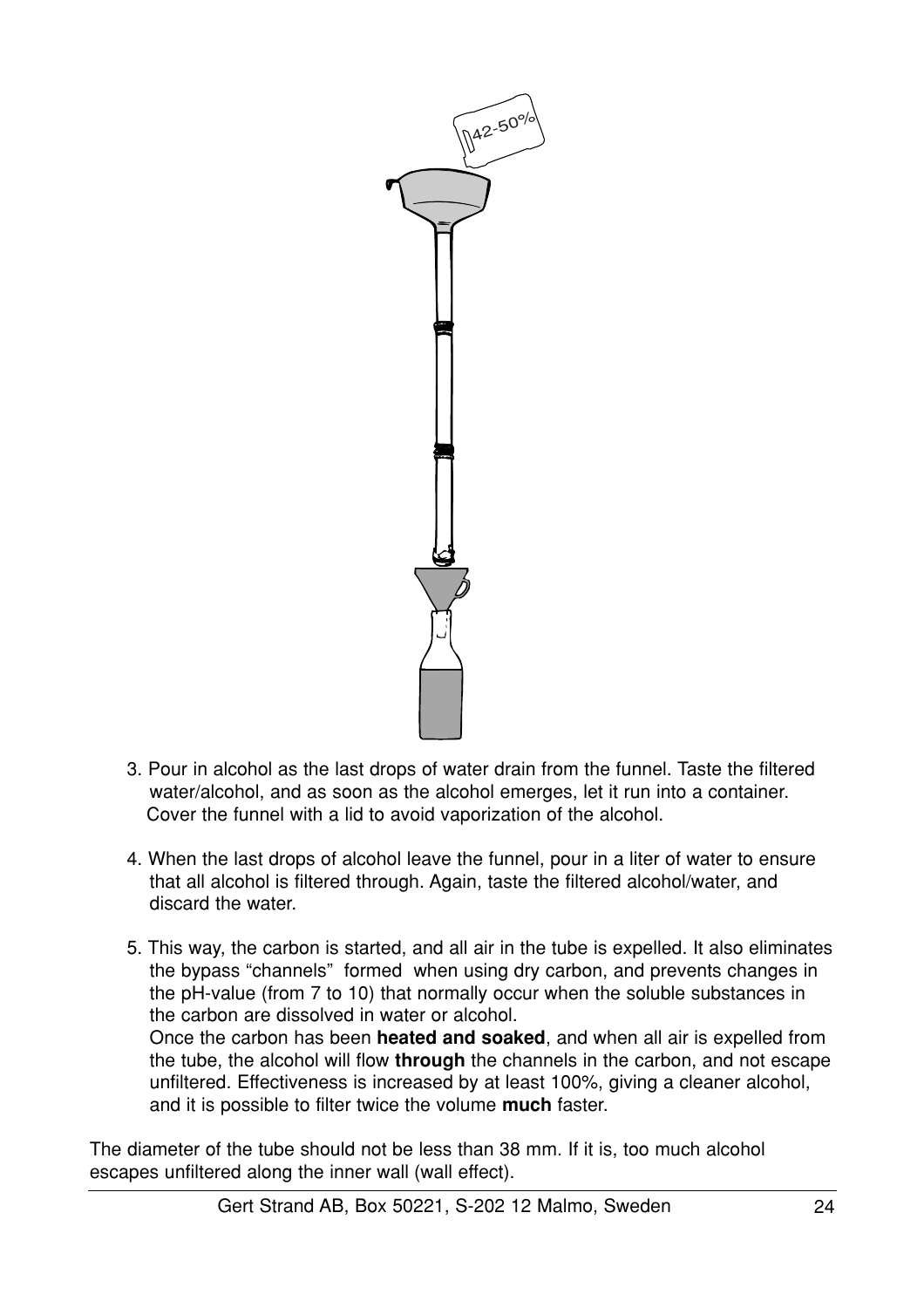3. Pour in alcohol as the last drops of water drain from the funnel. Taste the filtered water/alcohol, and as soon as the alcohol emerges, let it run into a container. Cover the funnel with a lid to avoid vaporization of the alcohol.

4. When the last drops of alcohol leave the funnel, pour in a liter of water to ensure that all alcohol is filtered through. Again, taste the filtered alcohol/water, and discard the water.

5. This way, the carbon is started, and all air in the tube is expelled. It also eliminates the bypass "channels" formed when using dry carbon, and prevents changes in the pH-value (from 7 to 10) that normally occur when the soluble substances in the carbon are dissolved in water or alcohol.
   Once the carbon has been **heated and soaked**, and when all air is expelled from the tube, the alcohol will flow **through** the channels in the carbon, and not escape unfiltered. Effectiveness is increased by at least 100%, giving a cleaner alcohol, and it is possible to filter twice the volume **much** faster.

The diameter of the tube should not be less than 38 mm. If it is, too much alcohol escapes unfiltered along the inner wall (wall effect).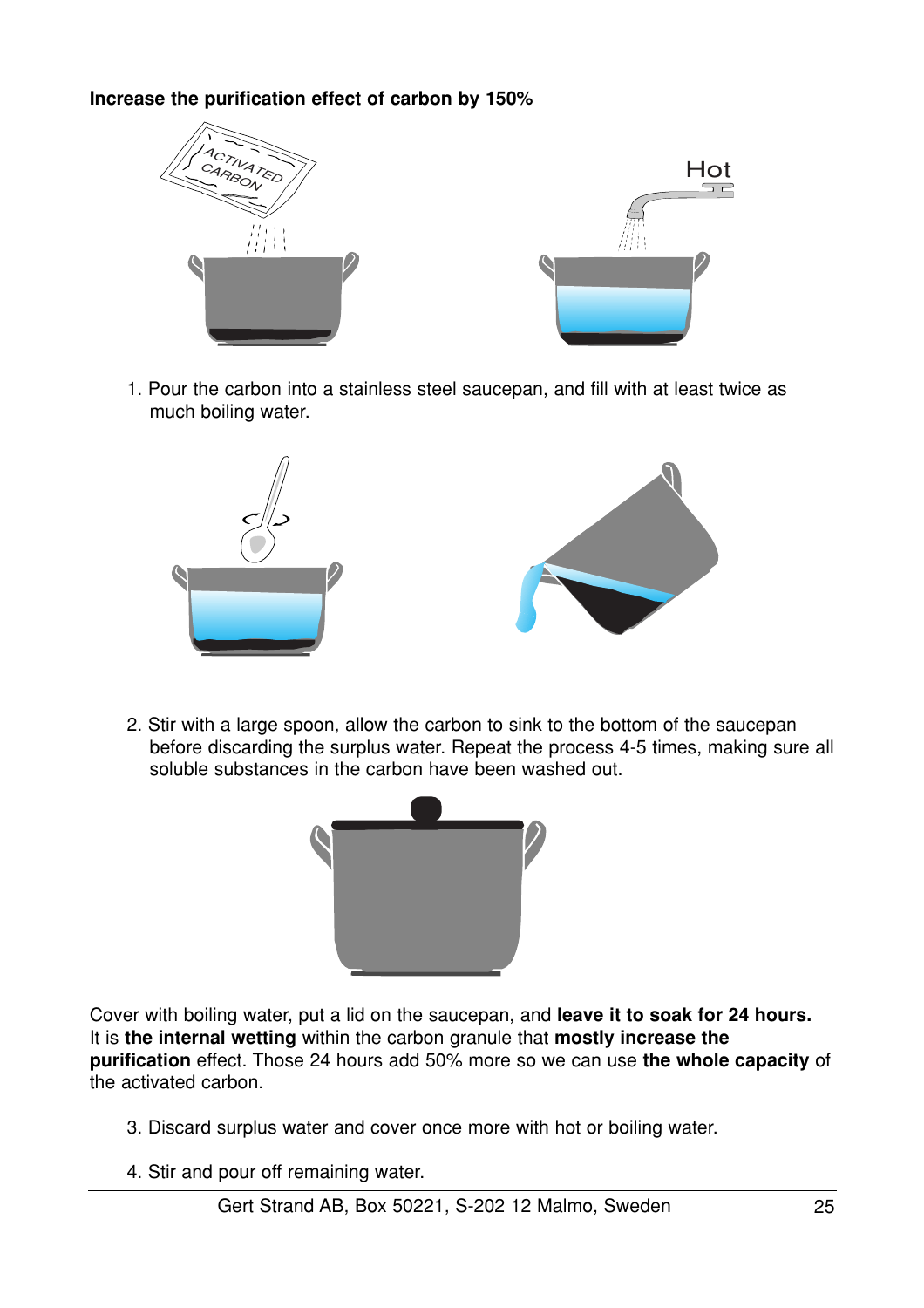**Increase the purification effect of carbon by 150%**

1. Pour the carbon into a stainless steel saucepan, and fill with at least twice as much boiling water.

2. Stir with a large spoon, allow the carbon to sink to the bottom of the saucepan before discarding the surplus water. Repeat the process 4-5 times, making sure all soluble substances in the carbon have been washed out.

Cover with boiling water, put a lid on the saucepan, and **leave it to soak for 24 hours.** It is **the internal wetting** within the carbon granule that **mostly increase the purification** effect. Those 24 hours add 50% more so we can use **the whole capacity** of the activated carbon.

3. Discard surplus water and cover once more with hot or boiling water.

4. Stir and pour off remaining water.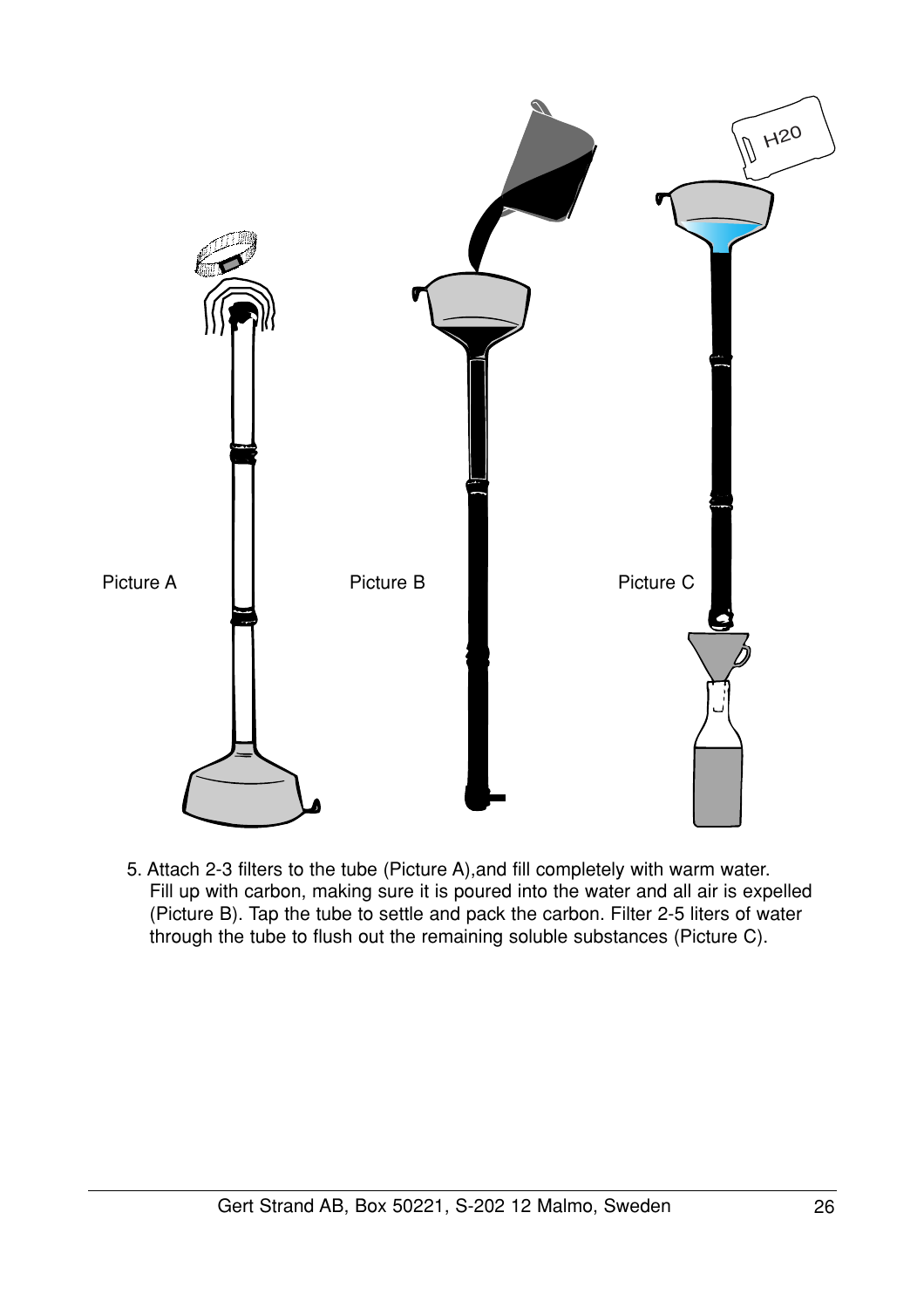Picture A

Picture B

Picture C

5. Attach 2-3 filters to the tube (Picture A),and fill completely with warm water. Fill up with carbon, making sure it is poured into the water and all air is expelled (Picture B). Tap the tube to settle and pack the carbon. Filter 2-5 liters of water through the tube to flush out the remaining soluble substances (Picture C).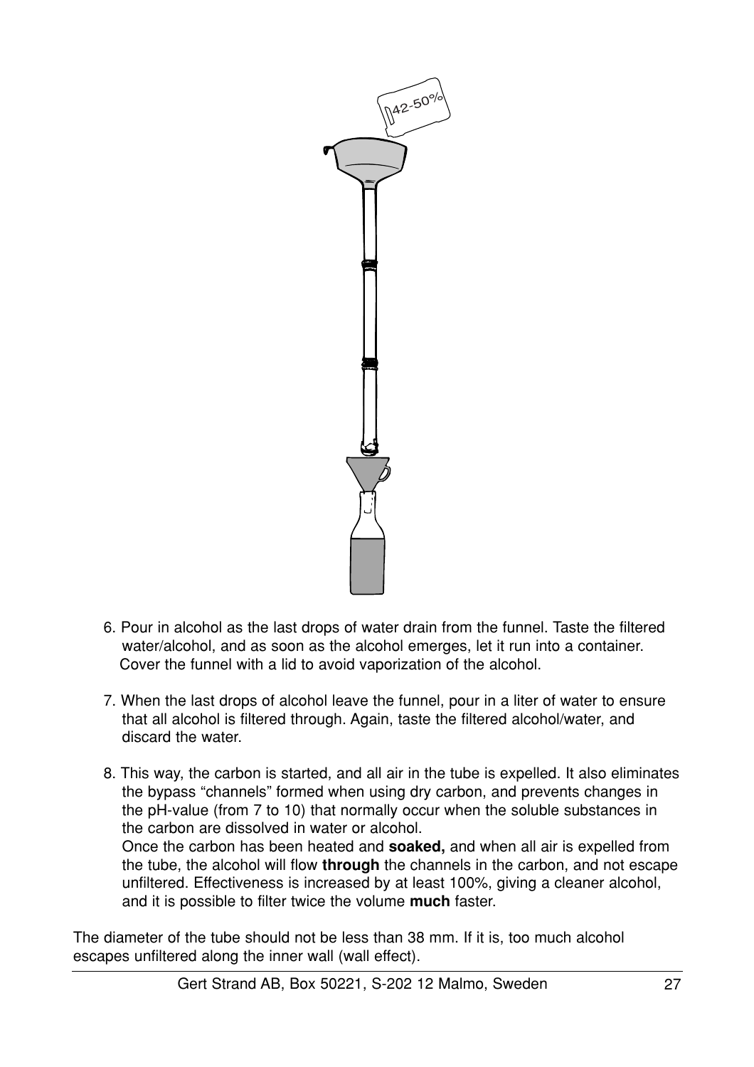6. Pour in alcohol as the last drops of water drain from the funnel. Taste the filtered water/alcohol, and as soon as the alcohol emerges, let it run into a container. Cover the funnel with a lid to avoid vaporization of the alcohol.

7. When the last drops of alcohol leave the funnel, pour in a liter of water to ensure that all alcohol is filtered through. Again, taste the filtered alcohol/water, and discard the water.

8. This way, the carbon is started, and all air in the tube is expelled. It also eliminates the bypass "channels" formed when using dry carbon, and prevents changes in the pH-value (from 7 to 10) that normally occur when the soluble substances in the carbon are dissolved in water or alcohol.
   Once the carbon has been heated and **soaked,** and when all air is expelled from the tube, the alcohol will flow **through** the channels in the carbon, and not escape unfiltered. Effectiveness is increased by at least 100%, giving a cleaner alcohol, and it is possible to filter twice the volume **much** faster.

The diameter of the tube should not be less than 38 mm. If it is, too much alcohol escapes unfiltered along the inner wall (wall effect).

Gert Strand AB, Box 50221, S-202 12 Malmo, Sweden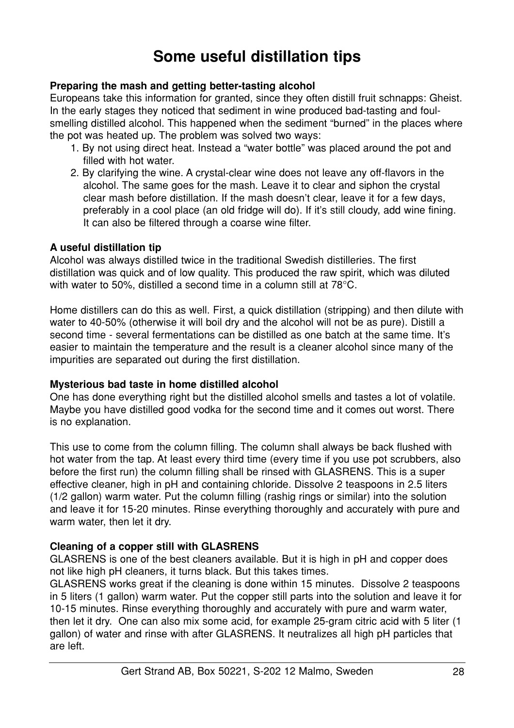# Some useful distillation tips

**Preparing the mash and getting better-tasting alcohol**

Europeans take this information for granted, since they often distill fruit schnapps: Gheist. In the early stages they noticed that sediment in wine produced bad-tasting and foul-smelling distilled alcohol. This happened when the sediment "burned" in the places where the pot was heated up. The problem was solved two ways:

1. By not using direct heat. Instead a "water bottle" was placed around the pot and filled with hot water.
2. By clarifying the wine. A crystal-clear wine does not leave any off-flavors in the alcohol. The same goes for the mash. Leave it to clear and siphon the crystal clear mash before distillation. If the mash doesn't clear, leave it for a few days, preferably in a cool place (an old fridge will do). If it's still cloudy, add wine fining. It can also be filtered through a coarse wine filter.

**A useful distillation tip**

Alcohol was always distilled twice in the traditional Swedish distilleries. The first distillation was quick and of low quality. This produced the raw spirit, which was diluted with water to 50%, distilled a second time in a column still at 78°C.

Home distillers can do this as well. First, a quick distillation (stripping) and then dilute with water to 40-50% (otherwise it will boil dry and the alcohol will not be as pure). Distill a second time - several fermentations can be distilled as one batch at the same time. It's easier to maintain the temperature and the result is a cleaner alcohol since many of the impurities are separated out during the first distillation.

**Mysterious bad taste in home distilled alcohol**

One has done everything right but the distilled alcohol smells and tastes a lot of volatile. Maybe you have distilled good vodka for the second time and it comes out worst. There is no explanation.

This use to come from the column filling. The column shall always be back flushed with hot water from the tap. At least every third time (every time if you use pot scrubbers, also before the first run) the column filling shall be rinsed with GLASRENS. This is a super effective cleaner, high in pH and containing chloride. Dissolve 2 teaspoons in 2.5 liters (1/2 gallon) warm water. Put the column filling (rashig rings or similar) into the solution and leave it for 15-20 minutes. Rinse everything thoroughly and accurately with pure and warm water, then let it dry.

**Cleaning of a copper still with GLASRENS**

GLASRENS is one of the best cleaners available. But it is high in pH and copper does not like high pH cleaners, it turns black. But this takes times.
GLASRENS works great if the cleaning is done within 15 minutes. Dissolve 2 teaspoons in 5 liters (1 gallon) warm water. Put the copper still parts into the solution and leave it for 10-15 minutes. Rinse everything thoroughly and accurately with pure and warm water, then let it dry. One can also mix some acid, for example 25-gram citric acid with 5 liter (1 gallon) of water and rinse with after GLASRENS. It neutralizes all high pH particles that are left.

Gert Strand AB, Box 50221, S-202 12 Malmo, Sweden